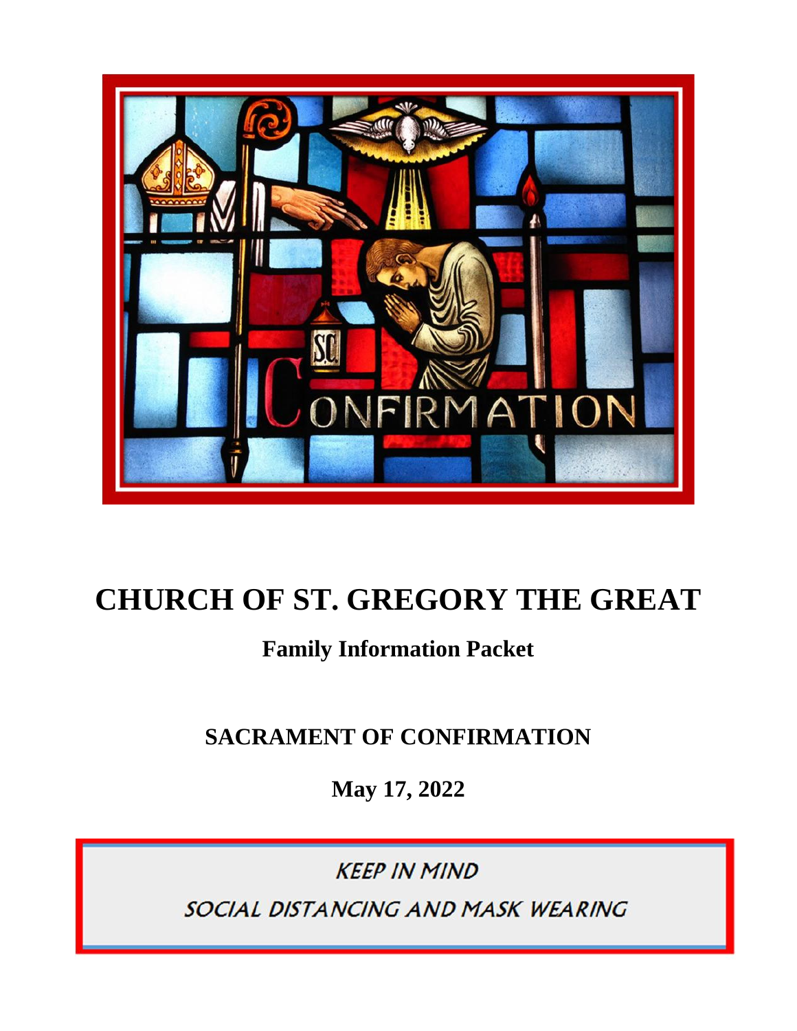# CHURCH OF ST. GREGORY THE GREAT

## Family Information Packet

## SACRAMENT OF CONFIRMATION

**May 17, 2022**

*KEEP IN MIND*

*SOCIAL DISTANCING AND MASK WEARING*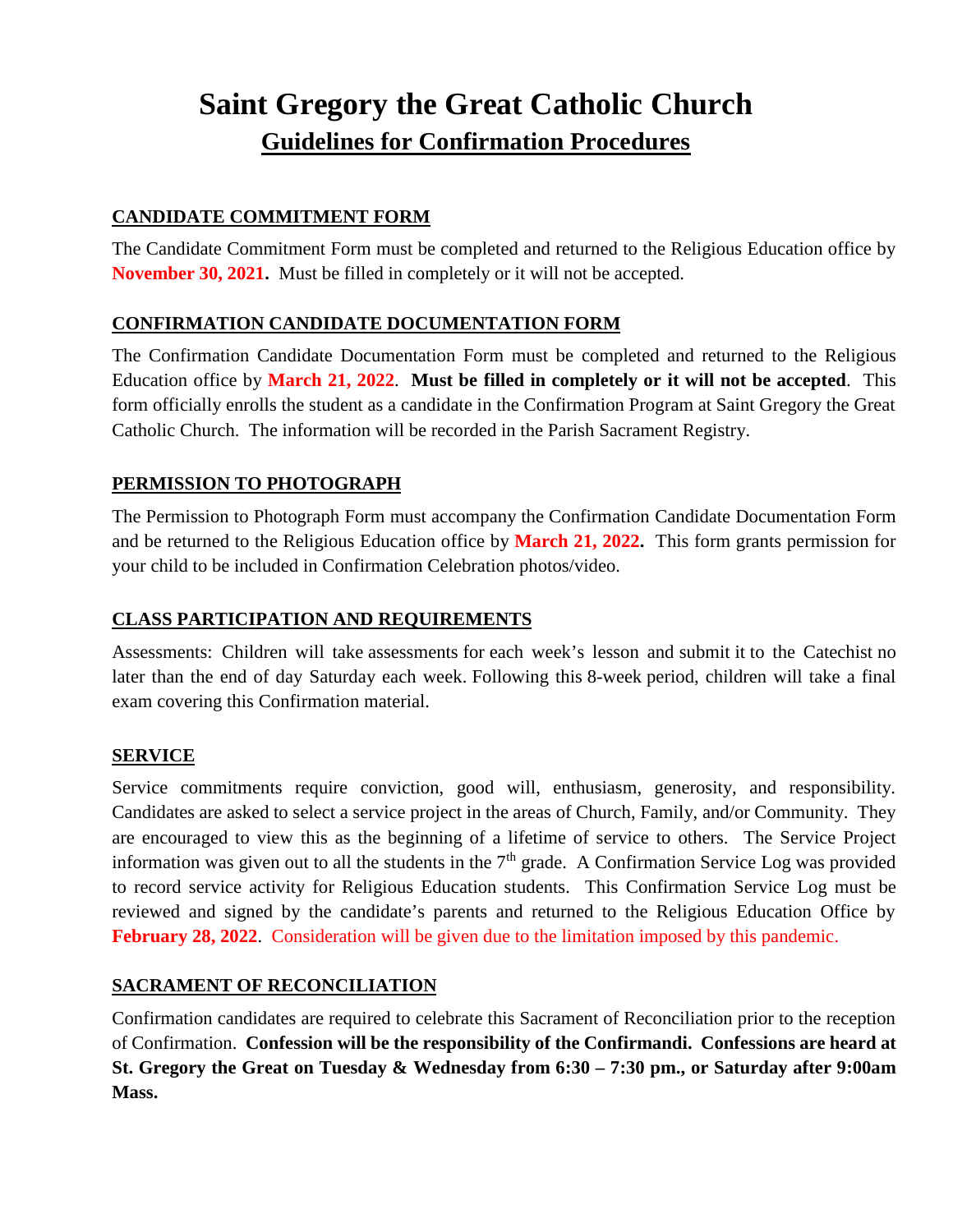# Saint Gregory the Great Catholic Church

## Guidelines for Confirmation Procedures

### CANDIDATE COMMITMENT FORM

The Candidate Commitment Form must be completed and returned to the Religious Education office by **November 30, 2021.** Must be filled in completely or it will not be accepted.

### CONFIRMATION CANDIDATE DOCUMENTATION FORM

The Confirmation Candidate Documentation Form must be completed and returned to the Religious Education office by **March 21, 2022**. **Must be filled in completely or it will not be accepted**. This form officially enrolls the student as a candidate in the Confirmation Program at Saint Gregory the Great Catholic Church. The information will be recorded in the Parish Sacrament Registry.

### PERMISSION TO PHOTOGRAPH

The Permission to Photograph Form must accompany the Confirmation Candidate Documentation Form and be returned to the Religious Education office by **March 21, 2022.** This form grants permission for your child to be included in Confirmation Celebration photos/video.

### CLASS PARTICIPATION AND REQUIREMENTS

Assessments: Children will take assessments for each week's lesson and submit it to the Catechist no later than the end of day Saturday each week. Following this 8-week period, children will take a final exam covering this Confirmation material.

### SERVICE

Service commitments require conviction, good will, enthusiasm, generosity, and responsibility. Candidates are asked to select a service project in the areas of Church, Family, and/or Community. They are encouraged to view this as the beginning of a lifetime of service to others. The Service Project information was given out to all the students in the 7th grade. A Confirmation Service Log was provided to record service activity for Religious Education students. This Confirmation Service Log must be reviewed and signed by the candidate's parents and returned to the Religious Education Office by **February 28, 2022**. Consideration will be given due to the limitation imposed by this pandemic.

### SACRAMENT OF RECONCILIATION

Confirmation candidates are required to celebrate this Sacrament of Reconciliation prior to the reception of Confirmation. **Confession will be the responsibility of the Confirmandi. Confessions are heard at St. Gregory the Great on Tuesday & Wednesday from 6:30 – 7:30 pm., or Saturday after 9:00am Mass.**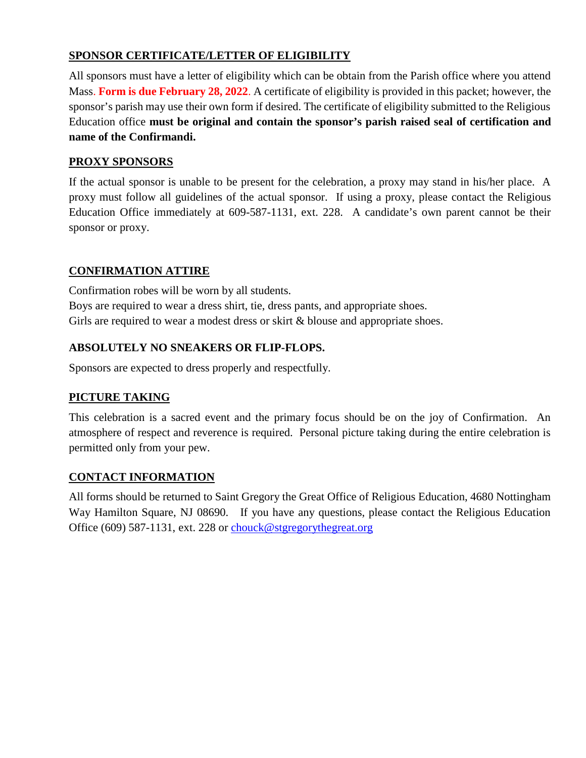## SPONSOR CERTIFICATE/LETTER OF ELIGIBILITY

All sponsors must have a letter of eligibility which can be obtain from the Parish office where you attend Mass. **Form is due February 28, 2022**. A certificate of eligibility is provided in this packet; however, the sponsor's parish may use their own form if desired. The certificate of eligibility submitted to the Religious Education office **must be original and contain the sponsor's parish raised seal of certification and name of the Confirmandi.**

## PROXY SPONSORS

If the actual sponsor is unable to be present for the celebration, a proxy may stand in his/her place. A proxy must follow all guidelines of the actual sponsor. If using a proxy, please contact the Religious Education Office immediately at 609-587-1131, ext. 228. A candidate's own parent cannot be their sponsor or proxy.

## CONFIRMATION ATTIRE

Confirmation robes will be worn by all students.
Boys are required to wear a dress shirt, tie, dress pants, and appropriate shoes.
Girls are required to wear a modest dress or skirt & blouse and appropriate shoes.

**ABSOLUTELY NO SNEAKERS OR FLIP-FLOPS.**

Sponsors are expected to dress properly and respectfully.

## PICTURE TAKING

This celebration is a sacred event and the primary focus should be on the joy of Confirmation. An atmosphere of respect and reverence is required. Personal picture taking during the entire celebration is permitted only from your pew.

## CONTACT INFORMATION

All forms should be returned to Saint Gregory the Great Office of Religious Education, 4680 Nottingham Way Hamilton Square, NJ 08690. If you have any questions, please contact the Religious Education Office (609) 587-1131, ext. 228 or chouck@stgregorythegreat.org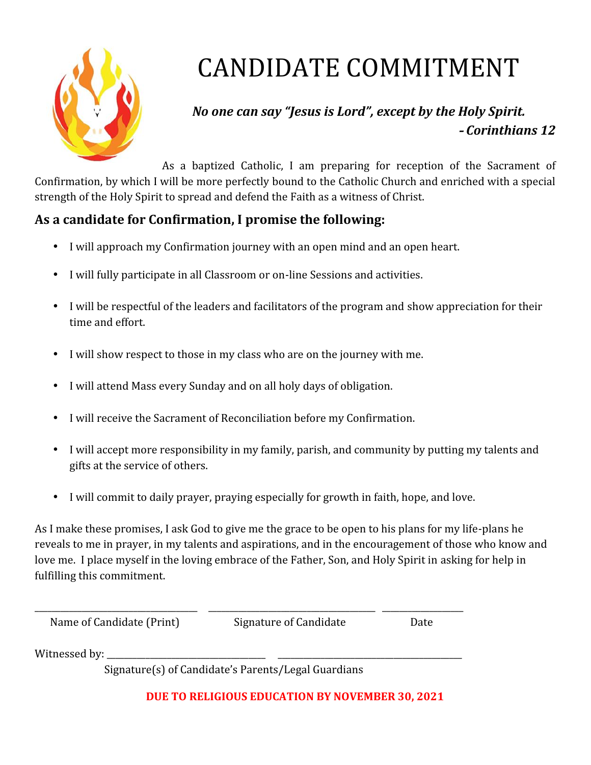# CANDIDATE COMMITMENT

***No one can say "Jesus is Lord", except by the Holy Spirit.***
***- Corinthians 12***

As a baptized Catholic, I am preparing for reception of the Sacrament of Confirmation, by which I will be more perfectly bound to the Catholic Church and enriched with a special strength of the Holy Spirit to spread and defend the Faith as a witness of Christ.

## As a candidate for Confirmation, I promise the following:

- I will approach my Confirmation journey with an open mind and an open heart.
- I will fully participate in all Classroom or on-line Sessions and activities.
- I will be respectful of the leaders and facilitators of the program and show appreciation for their time and effort.
- I will show respect to those in my class who are on the journey with me.
- I will attend Mass every Sunday and on all holy days of obligation.
- I will receive the Sacrament of Reconciliation before my Confirmation.
- I will accept more responsibility in my family, parish, and community by putting my talents and gifts at the service of others.
- I will commit to daily prayer, praying especially for growth in faith, hope, and love.

As I make these promises, I ask God to give me the grace to be open to his plans for my life-plans he reveals to me in prayer, in my talents and aspirations, and in the encouragement of those who know and love me. I place myself in the loving embrace of the Father, Son, and Holy Spirit in asking for help in fulfilling this commitment.

______________________________ ______________________________ ______________

Name of Candidate (Print) Signature of Candidate Date

Witnessed by: ______________________________ ______________________________

Signature(s) of Candidate's Parents/Legal Guardians

**DUE TO RELIGIOUS EDUCATION BY NOVEMBER 30, 2021**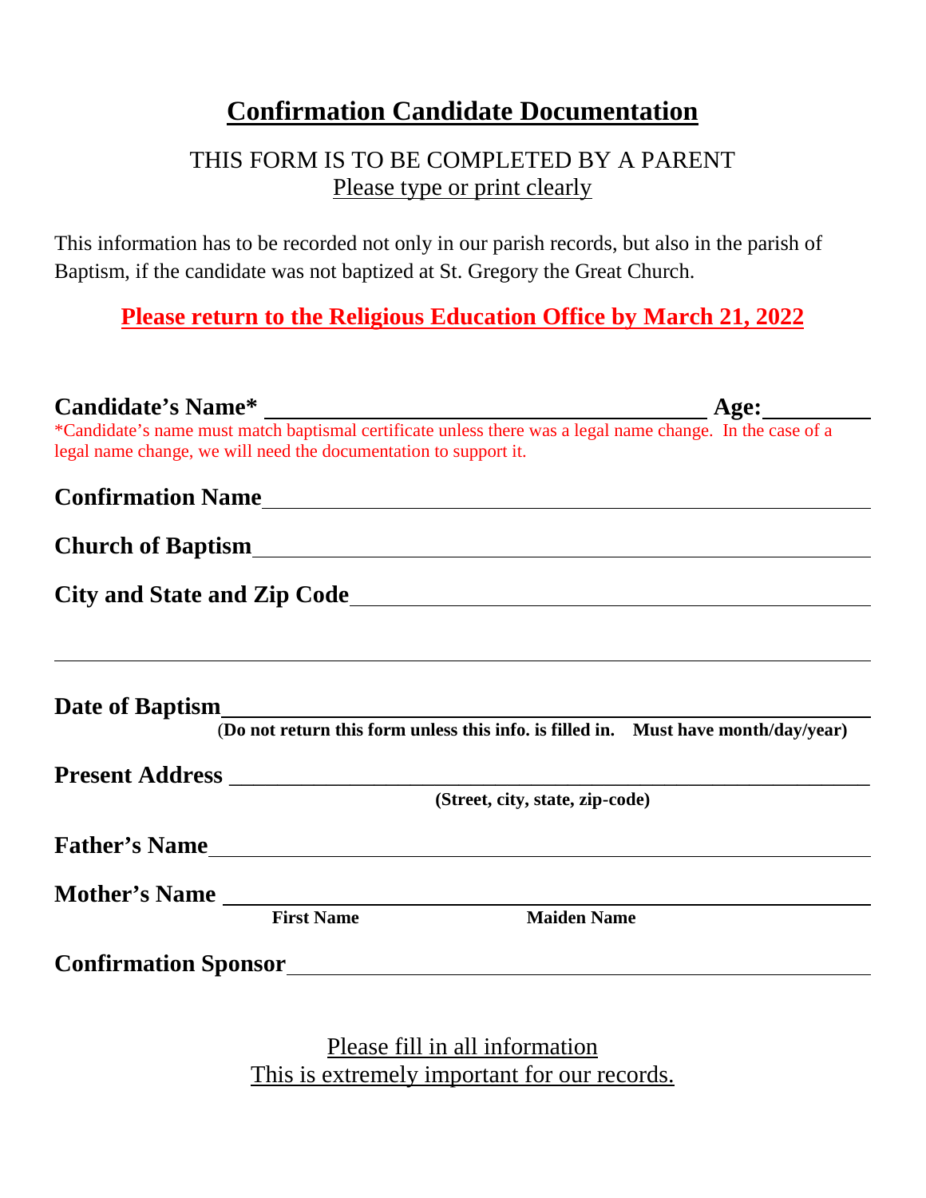# Confirmation Candidate Documentation

THIS FORM IS TO BE COMPLETED BY A PARENT
Please type or print clearly

This information has to be recorded not only in our parish records, but also in the parish of Baptism, if the candidate was not baptized at St. Gregory the Great Church.

**Please return to the Religious Education Office by March 21, 2022**

**Candidate's Name*** ______________________________ **Age:**________

*Candidate's name must match baptismal certificate unless there was a legal name change. In the case of a legal name change, we will need the documentation to support it.

**Confirmation Name**______________________________________________

**Church of Baptism**______________________________________________

**City and State and Zip Code**______________________________________

_______________________________________________________________

**Date of Baptism**________________________________________________
(**Do not return this form unless this info. is filled in. Must have month/day/year)**

**Present Address** ________________________________________________
**(Street, city, state, zip-code)**

**Father's Name**__________________________________________________

**Mother's Name** _________________________________________________
**First Name** **Maiden Name**

**Confirmation Sponsor**____________________________________________

Please fill in all information
This is extremely important for our records.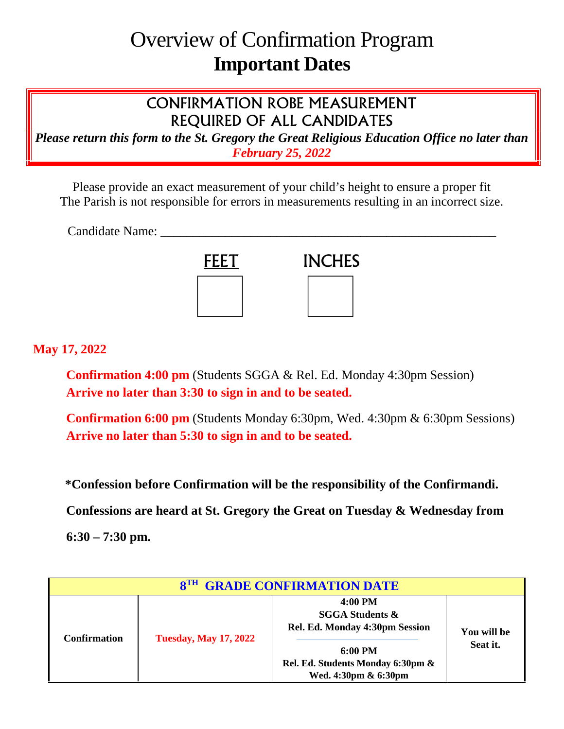# Overview of Confirmation Program
# **Important Dates**

## CONFIRMATION ROBE MEASUREMENT REQUIRED OF ALL CANDIDATES

***Please return this form to the St. Gregory the Great Religious Education Office no later than February 25, 2022***

Please provide an exact measurement of your child's height to ensure a proper fit
The Parish is not responsible for errors in measurements resulting in an incorrect size.

Candidate Name: ______________________________________________________

| FEET | INCHES |
|---|---|
| | |

**May 17, 2022**

**Confirmation 4:00 pm** (Students SGGA & Rel. Ed. Monday 4:30pm Session)
**Arrive no later than 3:30 to sign in and to be seated.**

**Confirmation 6:00 pm** (Students Monday 6:30pm, Wed. 4:30pm & 6:30pm Sessions)
**Arrive no later than 5:30 to sign in and to be seated.**

**\*Confession before Confirmation will be the responsibility of the Confirmandi.**

**Confessions are heard at St. Gregory the Great on Tuesday & Wednesday from 6:30 – 7:30 pm.**

| 8TH GRADE CONFIRMATION DATE | | | |
|---|---|---|---|
| **Confirmation** | **Tuesday, May 17, 2022** | **4:00 PM** SGGA Students & Rel. Ed. Monday 4:30pm Session<br>**6:00 PM** Rel. Ed. Students Monday 6:30pm & Wed. 4:30pm & 6:30pm | **You will be Seat it.** |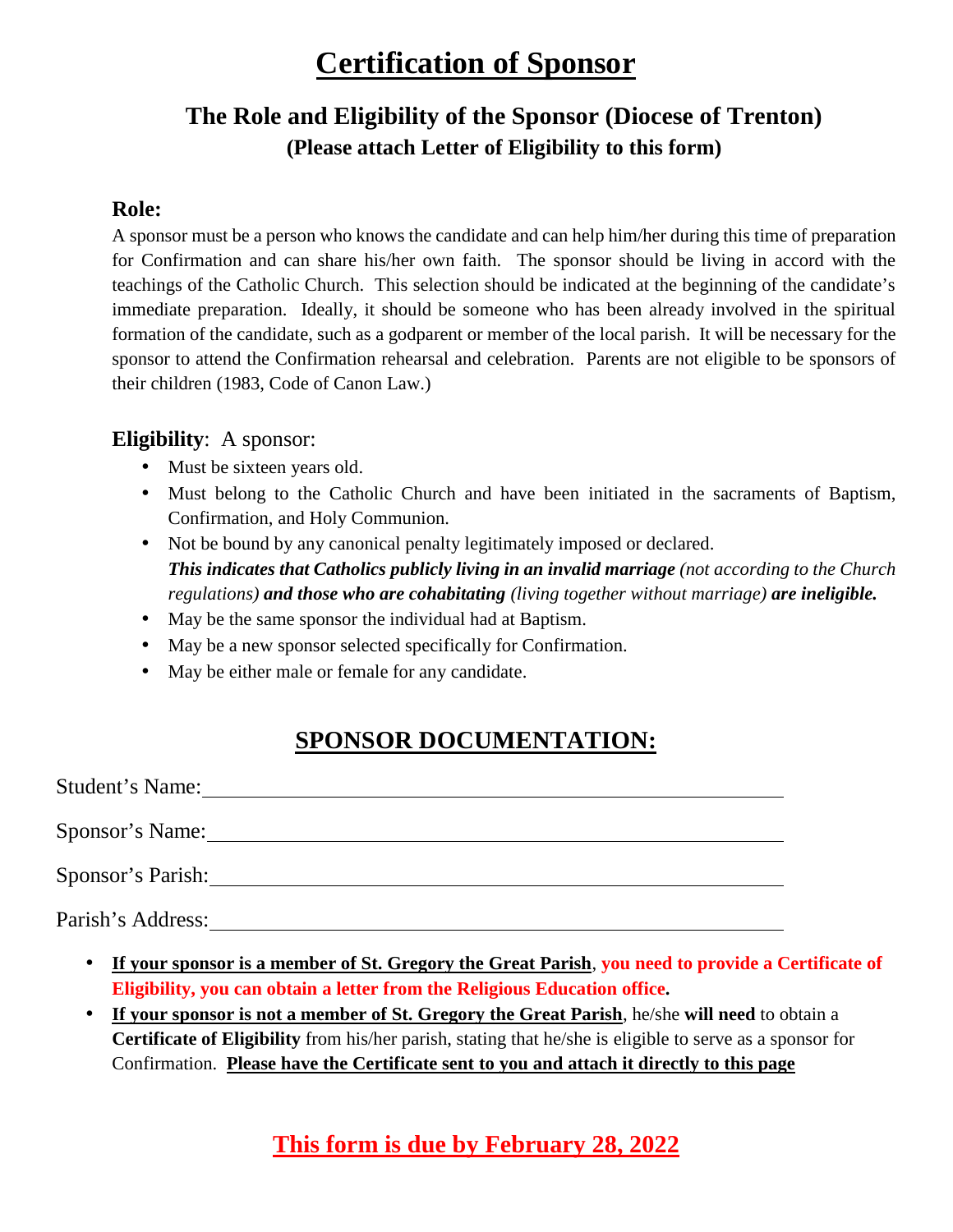# Certification of Sponsor

## The Role and Eligibility of the Sponsor (Diocese of Trenton)

**(Please attach Letter of Eligibility to this form)**

### Role:

A sponsor must be a person who knows the candidate and can help him/her during this time of preparation for Confirmation and can share his/her own faith. The sponsor should be living in accord with the teachings of the Catholic Church. This selection should be indicated at the beginning of the candidate's immediate preparation. Ideally, it should be someone who has been already involved in the spiritual formation of the candidate, such as a godparent or member of the local parish. It will be necessary for the sponsor to attend the Confirmation rehearsal and celebration. Parents are not eligible to be sponsors of their children (1983, Code of Canon Law.)

**Eligibility**: A sponsor:

- Must be sixteen years old.
- Must belong to the Catholic Church and have been initiated in the sacraments of Baptism, Confirmation, and Holy Communion.
- Not be bound by any canonical penalty legitimately imposed or declared.
  ***This indicates that Catholics publicly living in an invalid marriage*** *(not according to the Church regulations)* ***and those who are cohabitating*** *(living together without marriage)* ***are ineligible.***
- May be the same sponsor the individual had at Baptism.
- May be a new sponsor selected specifically for Confirmation.
- May be either male or female for any candidate.

## SPONSOR DOCUMENTATION:

Student's Name: ____________________________________________

Sponsor's Name: ____________________________________________

Sponsor's Parish: ____________________________________________

Parish's Address: ____________________________________________

- **If your sponsor is a member of St. Gregory the Great Parish**, **you need to provide a Certificate of Eligibility, you can obtain a letter from the Religious Education office.**
- **If your sponsor is not a member of St. Gregory the Great Parish**, he/she **will need** to obtain a **Certificate of Eligibility** from his/her parish, stating that he/she is eligible to serve as a sponsor for Confirmation. **Please have the Certificate sent to you and attach it directly to this page**

**This form is due by February 28, 2022**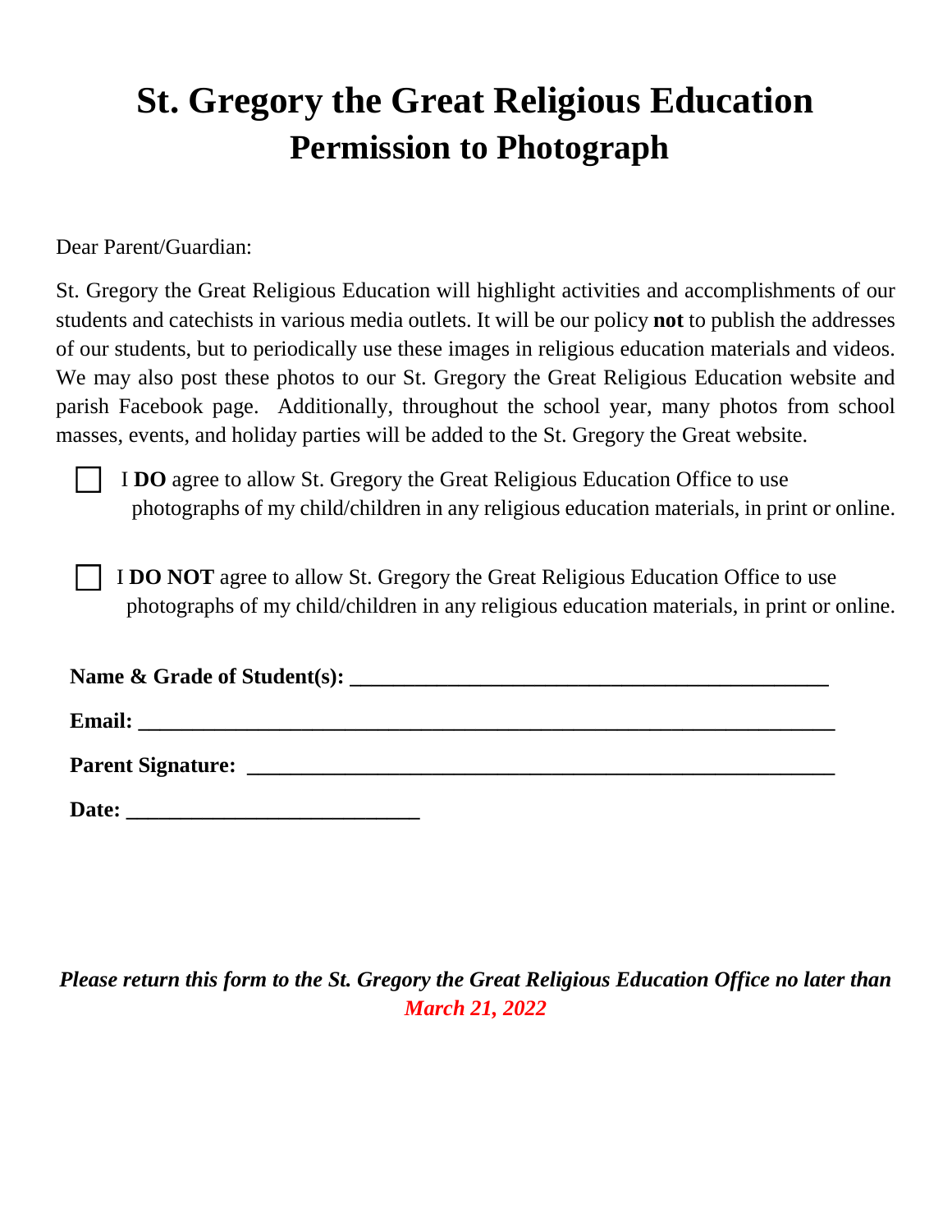# St. Gregory the Great Religious Education
## Permission to Photograph

Dear Parent/Guardian:

St. Gregory the Great Religious Education will highlight activities and accomplishments of our students and catechists in various media outlets. It will be our policy **not** to publish the addresses of our students, but to periodically use these images in religious education materials and videos. We may also post these photos to our St. Gregory the Great Religious Education website and parish Facebook page. Additionally, throughout the school year, many photos from school masses, events, and holiday parties will be added to the St. Gregory the Great website.

☐ I **DO** agree to allow St. Gregory the Great Religious Education Office to use photographs of my child/children in any religious education materials, in print or online.

☐ I **DO NOT** agree to allow St. Gregory the Great Religious Education Office to use photographs of my child/children in any religious education materials, in print or online.

**Name & Grade of Student(s):** ____________________________________________

**Email:** ________________________________________________________________

**Parent Signature:** _______________________________________________________

**Date:** ___________________________

***Please return this form to the St. Gregory the Great Religious Education Office no later than March 21, 2022***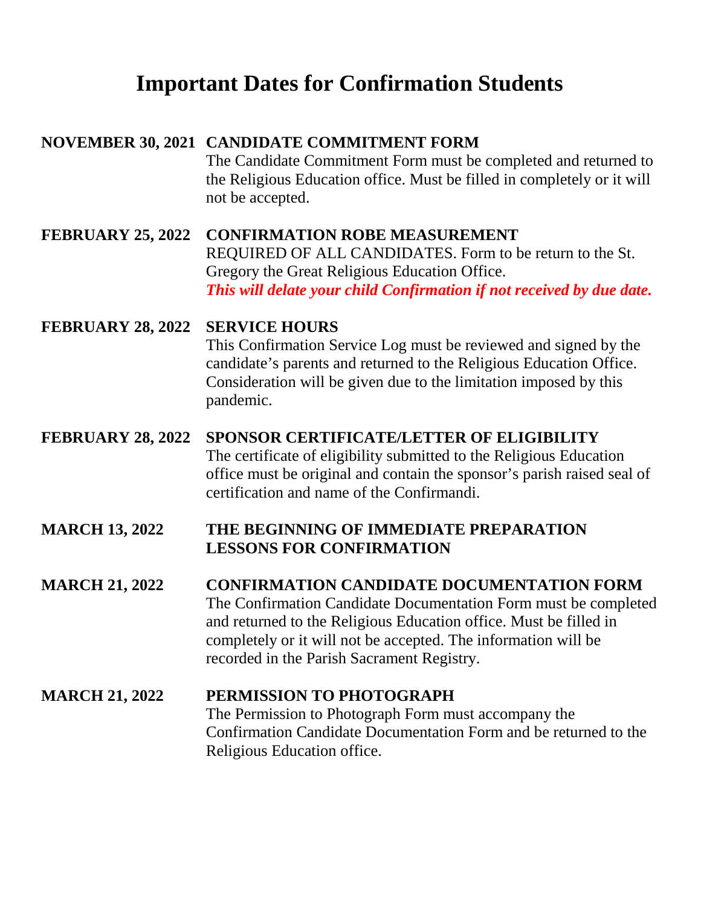# Important Dates for Confirmation Students

**NOVEMBER 30, 2021** **CANDIDATE COMMITMENT FORM**
The Candidate Commitment Form must be completed and returned to the Religious Education office. Must be filled in completely or it will not be accepted.

**FEBRUARY 25, 2022** **CONFIRMATION ROBE MEASUREMENT**
REQUIRED OF ALL CANDIDATES. Form to be return to the St. Gregory the Great Religious Education Office.
***This will delate your child Confirmation if not received by due date.***

**FEBRUARY 28, 2022** **SERVICE HOURS**
This Confirmation Service Log must be reviewed and signed by the candidate's parents and returned to the Religious Education Office. Consideration will be given due to the limitation imposed by this pandemic.

**FEBRUARY 28, 2022** **SPONSOR CERTIFICATE/LETTER OF ELIGIBILITY**
The certificate of eligibility submitted to the Religious Education office must be original and contain the sponsor's parish raised seal of certification and name of the Confirmandi.

**MARCH 13, 2022** **THE BEGINNING OF IMMEDIATE PREPARATION LESSONS FOR CONFIRMATION**

**MARCH 21, 2022** **CONFIRMATION CANDIDATE DOCUMENTATION FORM**
The Confirmation Candidate Documentation Form must be completed and returned to the Religious Education office. Must be filled in completely or it will not be accepted. The information will be recorded in the Parish Sacrament Registry.

**MARCH 21, 2022** **PERMISSION TO PHOTOGRAPH**
The Permission to Photograph Form must accompany the Confirmation Candidate Documentation Form and be returned to the Religious Education office.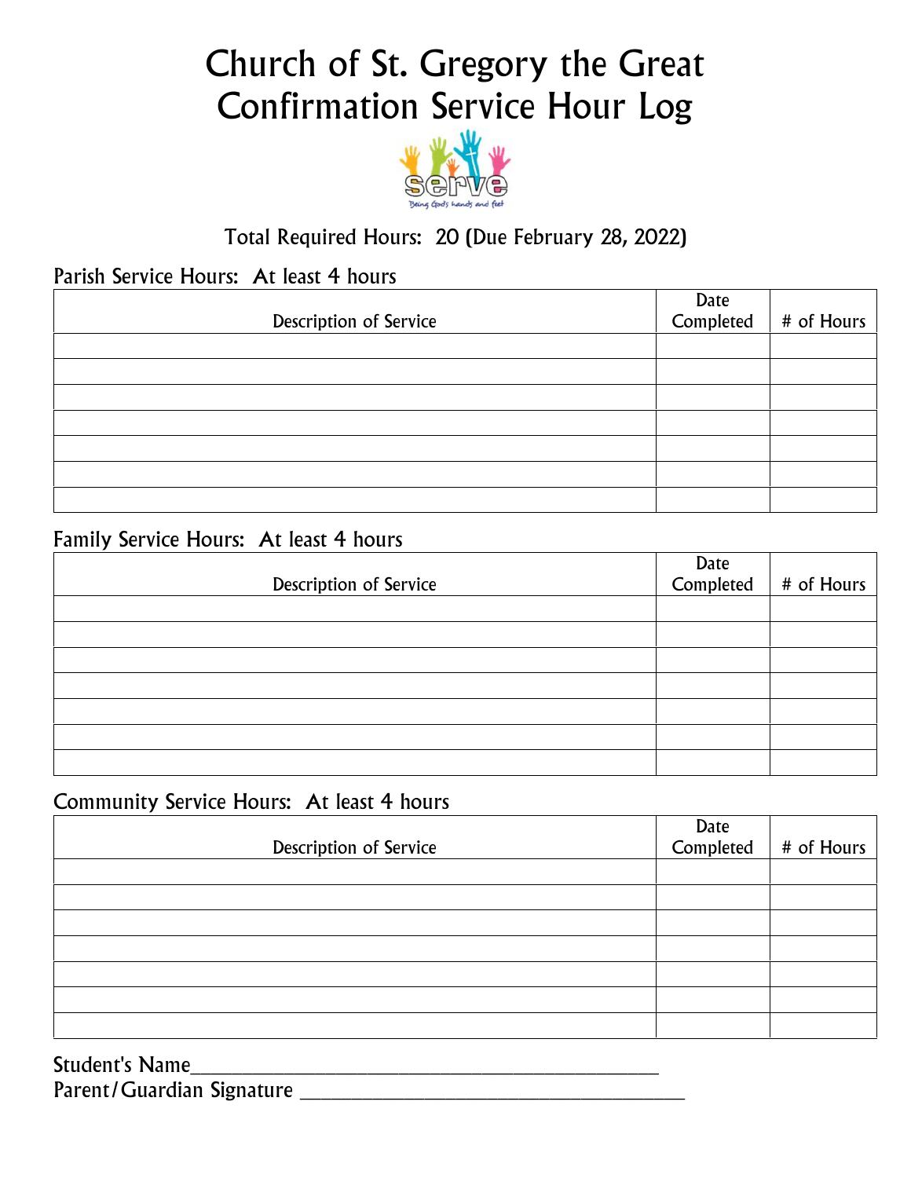# Church of St. Gregory the Great
# Confirmation Service Hour Log

serve
Being God's hands and feet

Total Required Hours: 20 (Due February 28, 2022)

Parish Service Hours: At least 4 hours

| Description of Service | Date Completed | # of Hours |
|---|---|---|
| | | |
| | | |
| | | |
| | | |
| | | |
| | | |
| | | |

Family Service Hours: At least 4 hours

| Description of Service | Date Completed | # of Hours |
|---|---|---|
| | | |
| | | |
| | | |
| | | |
| | | |
| | | |
| | | |

Community Service Hours: At least 4 hours

| Description of Service | Date Completed | # of Hours |
|---|---|---|
| | | |
| | | |
| | | |
| | | |
| | | |
| | | |
| | | |

Student's Name_______________________________________________

Parent/Guardian Signature ________________________________________